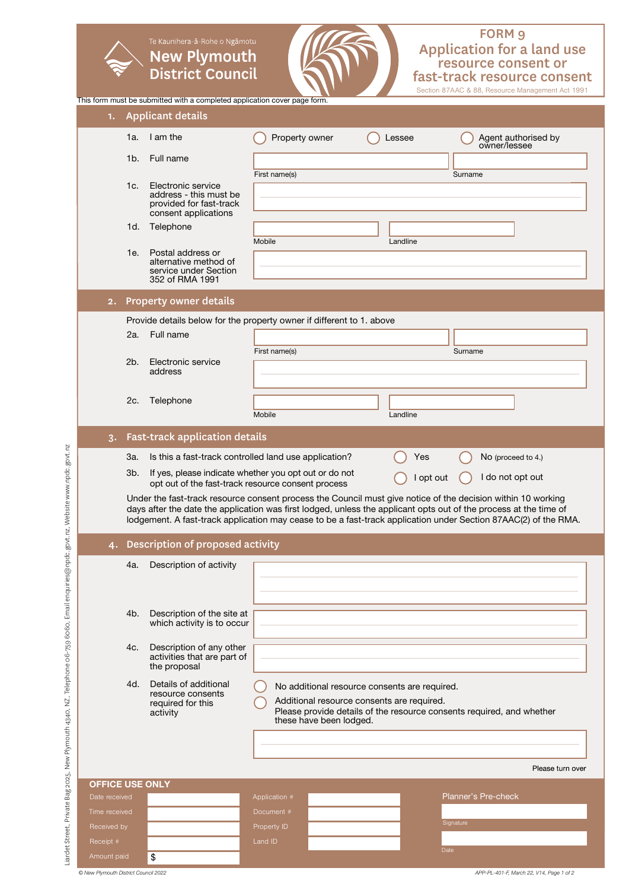Te Kaunihera-ā-Rohe o Ngāmotu

**New Plymouth District Council**

# FORM 9
# Application for a land use resource consent or fast-track resource consent

Section 87AAC & 88, Resource Management Act 1991

This form must be submitted with a completed application cover page form.

## 1. Applicant details

1a. I am the ◯ Property owner ◯ Lessee ◯ Agent authorised by owner/lessee

1b. Full name

First name(s) | Surname

1c. Electronic service address - this must be provided for fast-track consent applications

1d. Telephone

Mobile | Landline

1e. Postal address or alternative method of service under Section 352 of RMA 1991

## 2. Property owner details

Provide details below for the property owner if different to 1. above

2a. Full name

First name(s) | Surname

2b. Electronic service address

2c. Telephone

Mobile | Landline

## 3. Fast-track application details

3a. Is this a fast-track controlled land use application? ◯ Yes ◯ No (proceed to 4.)

3b. If yes, please indicate whether you opt out or do not opt out of the fast-track resource consent process ◯ I opt out ◯ I do not opt out

Under the fast-track resource consent process the Council must give notice of the decision within 10 working days after the date the application was first lodged, unless the applicant opts out of the process at the time of lodgement. A fast-track application may cease to be a fast-track application under Section 87AAC(2) of the RMA.

## 4. Description of proposed activity

4a. Description of activity

4b. Description of the site at which activity is to occur

4c. Description of any other activities that are part of the proposal

4d. Details of additional resource consents required for this activity

◯ No additional resource consents are required.

◯ Additional resource consents are required. Please provide details of the resource consents required, and whether these have been lodged.

Please turn over

### OFFICE USE ONLY

| | | | | |
|---|---|---|---|---|
| Date received | | Application # | | Planner's Pre-check |
| Time received | | Document # | | Signature |
| Received by | | Property ID | | |
| Receipt # | | Land ID | | Date |
| Amount paid | $ | | | |

Liardet Street, Private Bag 2025, New Plymouth 4340, NZ. Telephone 06-759 6060, Email enquiries@npdc.govt.nz, Website www.npdc.govt.nz

© New Plymouth District Council 2022 APP-PL-401-F, March 22, V14, Page 1 of 2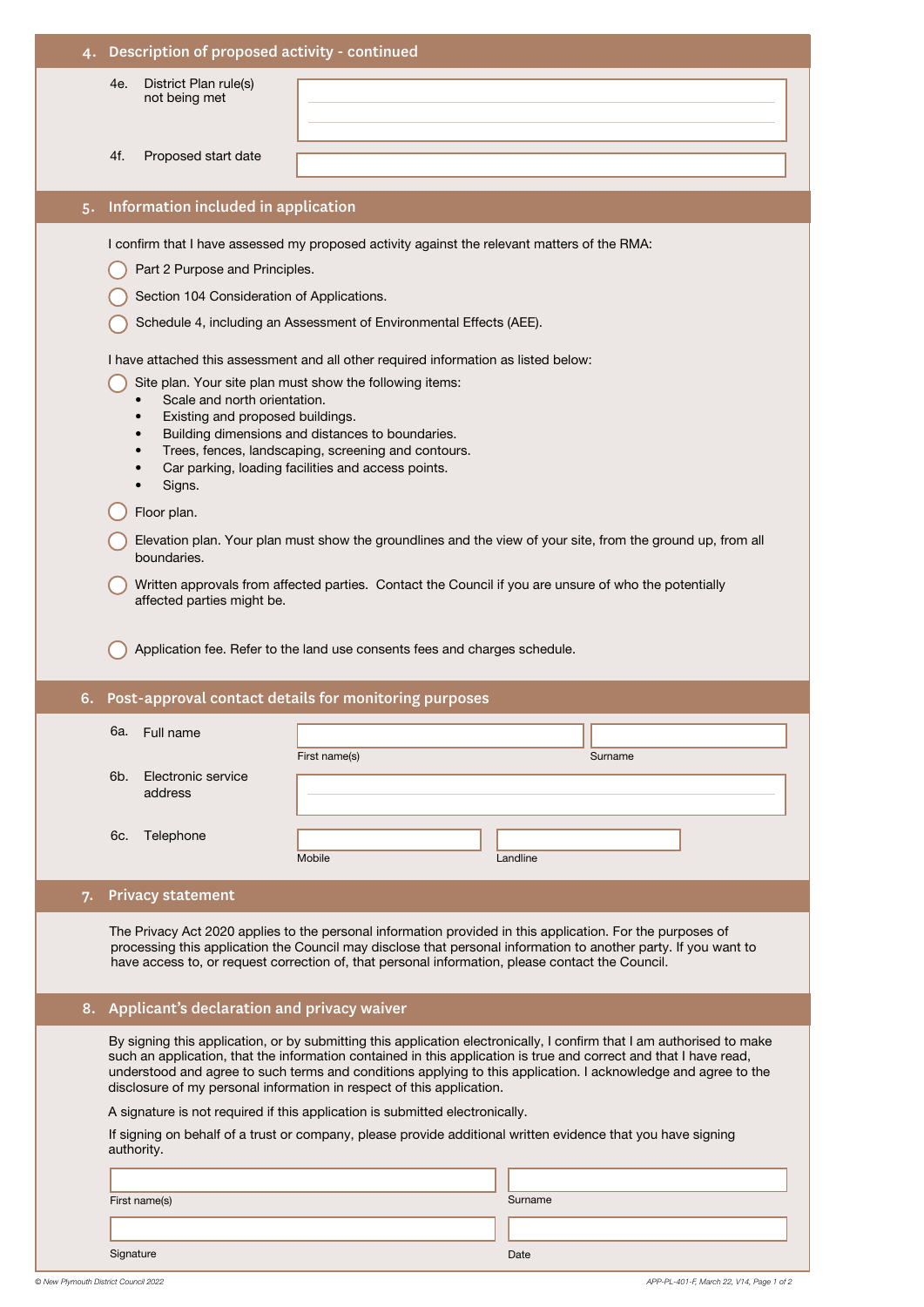## 4. Description of proposed activity - continued

4e. District Plan rule(s) not being met

4f. Proposed start date

## 5. Information included in application

I confirm that I have assessed my proposed activity against the relevant matters of the RMA:

- ◯ Part 2 Purpose and Principles.
- ◯ Section 104 Consideration of Applications.
- ◯ Schedule 4, including an Assessment of Environmental Effects (AEE).

I have attached this assessment and all other required information as listed below:

- ◯ Site plan. Your site plan must show the following items:
  - Scale and north orientation.
  - Existing and proposed buildings.
  - Building dimensions and distances to boundaries.
  - Trees, fences, landscaping, screening and contours.
  - Car parking, loading facilities and access points.
  - Signs.
- ◯ Floor plan.
- ◯ Elevation plan. Your plan must show the groundlines and the view of your site, from the ground up, from all boundaries.
- ◯ Written approvals from affected parties. Contact the Council if you are unsure of who the potentially affected parties might be.
- ◯ Application fee. Refer to the land use consents fees and charges schedule.

## 6. Post-approval contact details for monitoring purposes

6a. Full name

First name(s) | Surname

6b. Electronic service address

6c. Telephone

Mobile | Landline

## 7. Privacy statement

The Privacy Act 2020 applies to the personal information provided in this application. For the purposes of processing this application the Council may disclose that personal information to another party. If you want to have access to, or request correction of, that personal information, please contact the Council.

## 8. Applicant's declaration and privacy waiver

By signing this application, or by submitting this application electronically, I confirm that I am authorised to make such an application, that the information contained in this application is true and correct and that I have read, understood and agree to such terms and conditions applying to this application. I acknowledge and agree to the disclosure of my personal information in respect of this application.

A signature is not required if this application is submitted electronically.

If signing on behalf of a trust or company, please provide additional written evidence that you have signing authority.

First name(s) | Surname

Signature | Date

© New Plymouth District Council 2022 APP-PL-401-F, March 22, V14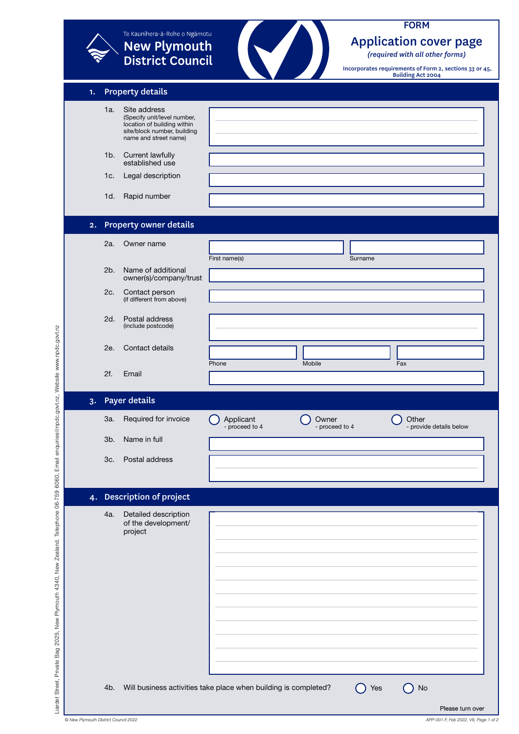Te Kaunihera-ā-Rohe o Ngāmotu

**New Plymouth District Council**

FORM

# Application cover page

*(required with all other forms)*

Incorporates requirements of Form 2, sections 33 or 45, Building Act 2004

## 1. Property details

1a. Site address (Specify unit/level number, location of building within site/block number, building name and street name)

1b. Current lawfully established use

1c. Legal description

1d. Rapid number

## 2. Property owner details

2a. Owner name

First name(s) | Surname

2b. Name of additional owner(s)/company/trust

2c. Contact person (if different from above)

2d. Postal address (include postcode)

2e. Contact details

Phone | Mobile | Fax

2f. Email

## 3. Payer details

3a. Required for invoice

- ◯ Applicant - proceed to 4
- ◯ Owner - proceed to 4
- ◯ Other - provide details below

3b. Name in full

3c. Postal address

## 4. Description of project

4a. Detailed description of the development/ project

4b. Will business activities take place when building is completed? ◯ Yes ◯ No

Please turn over

Liardet Street, Private Bag 2025, New Plymouth 4340, New Zealand. Telephone 06-759 6060, Email enquiries@npdc.govt.nz, Website www.npdc.govt.nz

© New Plymouth District Council 2022

APP-001-F, Feb 2022, V9, Page 1 of 2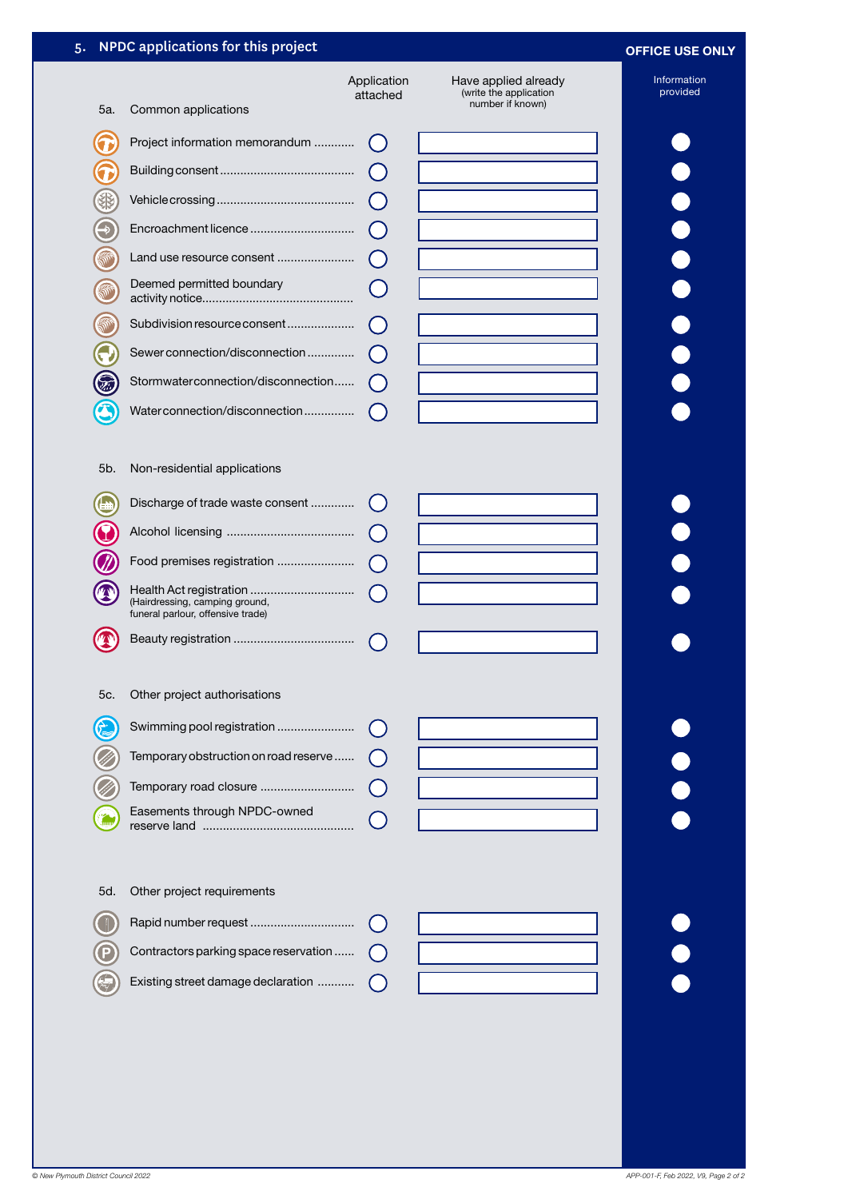## 5. NPDC applications for this project

**OFFICE USE ONLY**

### 5a. Common applications

| | Application attached | Have applied already (write the application number if known) | Information provided |
|---|---|---|---|
| Project information memorandum | ◯ | | |
| Building consent | ◯ | | |
| Vehicle crossing | ◯ | | |
| Encroachment licence | ◯ | | |
| Land use resource consent | ◯ | | |
| Deemed permitted boundary activity notice | ◯ | | |
| Subdivision resource consent | ◯ | | |
| Sewer connection/disconnection | ◯ | | |
| Stormwater connection/disconnection | ◯ | | |
| Water connection/disconnection | ◯ | | |

### 5b. Non-residential applications

| | Application attached | Have applied already (write the application number if known) | Information provided |
|---|---|---|---|
| Discharge of trade waste consent | ◯ | | |
| Alcohol licensing | ◯ | | |
| Food premises registration | ◯ | | |
| Health Act registration (Hairdressing, camping ground, funeral parlour, offensive trade) | ◯ | | |
| Beauty registration | ◯ | | |

### 5c. Other project authorisations

| | Application attached | Have applied already (write the application number if known) | Information provided |
|---|---|---|---|
| Swimming pool registration | ◯ | | |
| Temporary obstruction on road reserve | ◯ | | |
| Temporary road closure | ◯ | | |
| Easements through NPDC-owned reserve land | ◯ | | |

### 5d. Other project requirements

| | Application attached | Have applied already (write the application number if known) | Information provided |
|---|---|---|---|
| Rapid number request | ◯ | | |
| Contractors parking space reservation | ◯ | | |
| Existing street damage declaration | ◯ | | |

© New Plymouth District Council 2022

APP-001-F, Feb 2022, V9, Page 2 of 2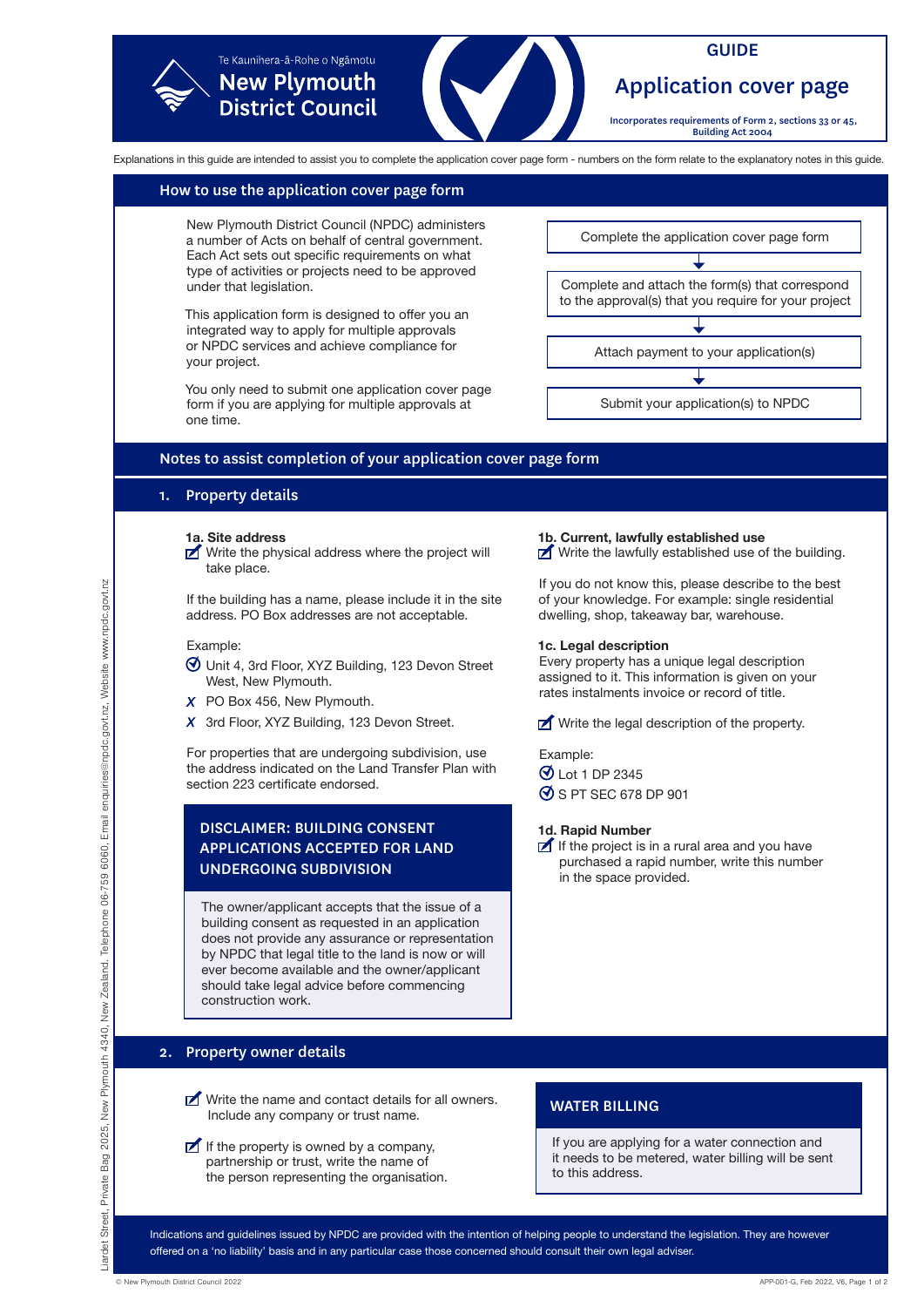Te Kaunihera-ā-Rohe o Ngāmotu

**New Plymouth District Council**

## GUIDE

# Application cover page

**Incorporates requirements of Form 2, sections 33 or 45, Building Act 2004**

Explanations in this guide are intended to assist you to complete the application cover page form - numbers on the form relate to the explanatory notes in this guide.

## How to use the application cover page form

New Plymouth District Council (NPDC) administers a number of Acts on behalf of central government. Each Act sets out specific requirements on what type of activities or projects need to be approved under that legislation.

This application form is designed to offer you an integrated way to apply for multiple approvals or NPDC services and achieve compliance for your project.

You only need to submit one application cover page form if you are applying for multiple approvals at one time.

1. Complete the application cover page form
2. Complete and attach the form(s) that correspond to the approval(s) that you require for your project
3. Attach payment to your application(s)
4. Submit your application(s) to NPDC

## Notes to assist completion of your application cover page form

### 1. Property details

**1a. Site address**

Write the physical address where the project will take place.

If the building has a name, please include it in the site address. PO Box addresses are not acceptable.

Example:

- ✓ Unit 4, 3rd Floor, XYZ Building, 123 Devon Street West, New Plymouth.
- ✗ PO Box 456, New Plymouth.
- ✗ 3rd Floor, XYZ Building, 123 Devon Street.

For properties that are undergoing subdivision, use the address indicated on the Land Transfer Plan with section 223 certificate endorsed.

**DISCLAIMER: BUILDING CONSENT APPLICATIONS ACCEPTED FOR LAND UNDERGOING SUBDIVISION**

The owner/applicant accepts that the issue of a building consent as requested in an application does not provide any assurance or representation by NPDC that legal title to the land is now or will ever become available and the owner/applicant should take legal advice before commencing construction work.

**1b. Current, lawfully established use**

Write the lawfully established use of the building.

If you do not know this, please describe to the best of your knowledge. For example: single residential dwelling, shop, takeaway bar, warehouse.

**1c. Legal description**

Every property has a unique legal description assigned to it. This information is given on your rates instalments invoice or record of title.

Write the legal description of the property.

Example:

- ✓ Lot 1 DP 2345
- ✓ S PT SEC 678 DP 901

**1d. Rapid Number**

If the project is in a rural area and you have purchased a rapid number, write this number in the space provided.

### 2. Property owner details

Write the name and contact details for all owners. Include any company or trust name.

If the property is owned by a company, partnership or trust, write the name of the person representing the organisation.

**WATER BILLING**

If you are applying for a water connection and it needs to be metered, water billing will be sent to this address.

Indications and guidelines issued by NPDC are provided with the intention of helping people to understand the legislation. They are however offered on a 'no liability' basis and in any particular case those concerned should consult their own legal adviser.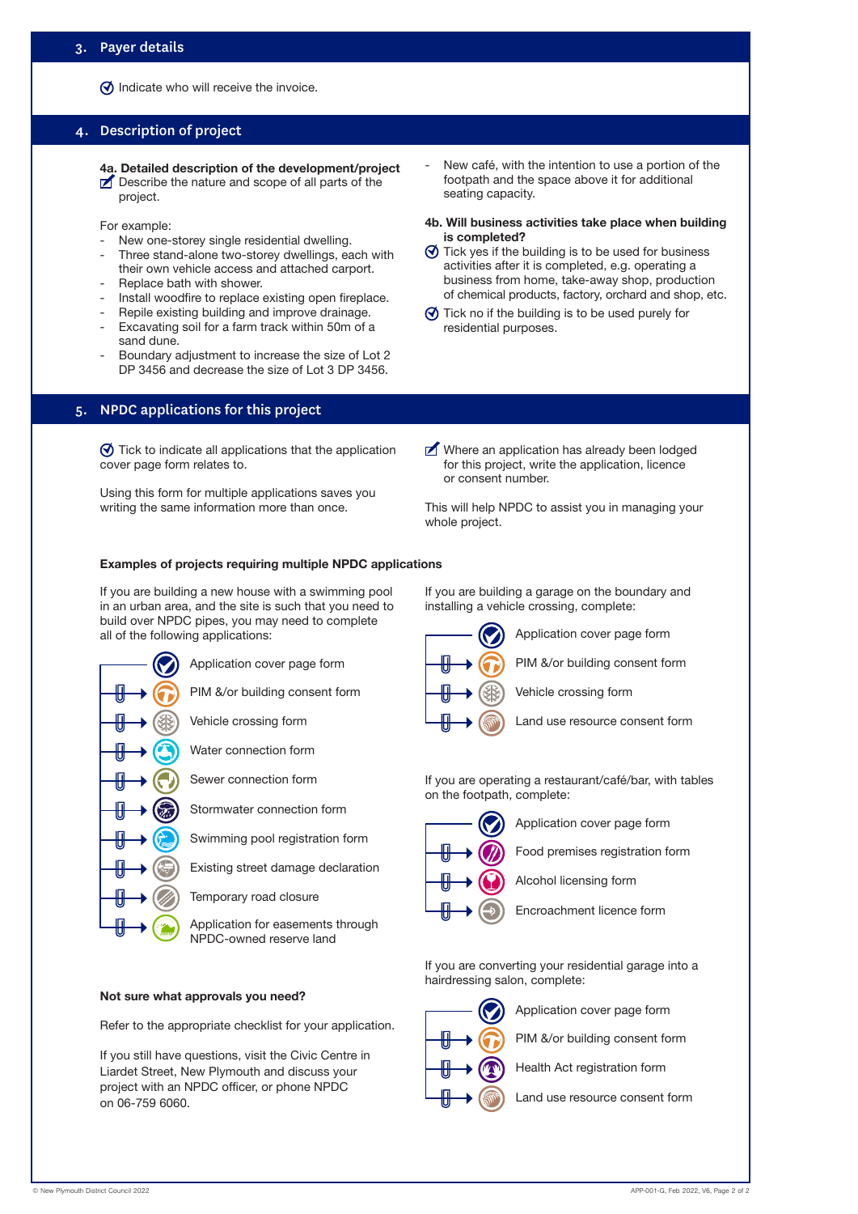## 3. Payer details

Indicate who will receive the invoice.

## 4. Description of project

**4a. Detailed description of the development/project**

Describe the nature and scope of all parts of the project.

For example:

- New one-storey single residential dwelling.
- Three stand-alone two-storey dwellings, each with their own vehicle access and attached carport.
- Replace bath with shower.
- Install woodfire to replace existing open fireplace.
- Repile existing building and improve drainage.
- Excavating soil for a farm track within 50m of a sand dune.
- Boundary adjustment to increase the size of Lot 2 DP 3456 and decrease the size of Lot 3 DP 3456.
- New café, with the intention to use a portion of the footpath and the space above it for additional seating capacity.

**4b. Will business activities take place when building is completed?**

Tick yes if the building is to be used for business activities after it is completed, e.g. operating a business from home, take-away shop, production of chemical products, factory, orchard and shop, etc.

Tick no if the building is to be used purely for residential purposes.

## 5. NPDC applications for this project

Tick to indicate all applications that the application cover page form relates to.

Using this form for multiple applications saves you writing the same information more than once.

Where an application has already been lodged for this project, write the application, licence or consent number.

This will help NPDC to assist you in managing your whole project.

**Examples of projects requiring multiple NPDC applications**

If you are building a new house with a swimming pool in an urban area, and the site is such that you need to build over NPDC pipes, you may need to complete all of the following applications:

- Application cover page form
- PIM &/or building consent form
- Vehicle crossing form
- Water connection form
- Sewer connection form
- Stormwater connection form
- Swimming pool registration form
- Existing street damage declaration
- Temporary road closure
- Application for easements through NPDC-owned reserve land

If you are building a garage on the boundary and installing a vehicle crossing, complete:

- Application cover page form
- PIM &/or building consent form
- Vehicle crossing form
- Land use resource consent form

If you are operating a restaurant/café/bar, with tables on the footpath, complete:

- Application cover page form
- Food premises registration form
- Alcohol licensing form
- Encroachment licence form

If you are converting your residential garage into a hairdressing salon, complete:

- Application cover page form
- PIM &/or building consent form
- Health Act registration form
- Land use resource consent form

**Not sure what approvals you need?**

Refer to the appropriate checklist for your application.

If you still have questions, visit the Civic Centre in Liardet Street, New Plymouth and discuss your project with an NPDC officer, or phone NPDC on 06-759 6060.

© New Plymouth District Council 2022

APP-001-G, Feb 2022, V6, Page 2 of 2